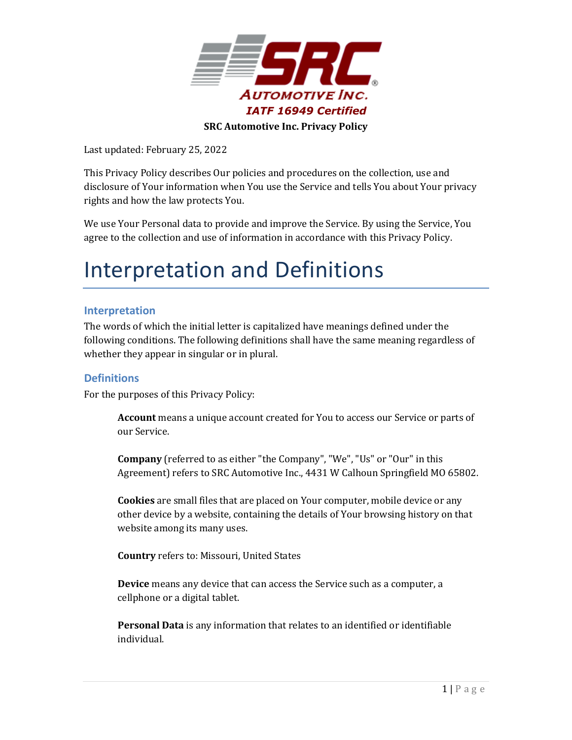SRC Automotive Inc.

*IATF 16949 Certified*

**SRC Automotive Inc. Privacy Policy**

Last updated: February 25, 2022

This Privacy Policy describes Our policies and procedures on the collection, use and disclosure of Your information when You use the Service and tells You about Your privacy rights and how the law protects You.

We use Your Personal data to provide and improve the Service. By using the Service, You agree to the collection and use of information in accordance with this Privacy Policy.

# Interpretation and Definitions

## Interpretation

The words of which the initial letter is capitalized have meanings defined under the following conditions. The following definitions shall have the same meaning regardless of whether they appear in singular or in plural.

## Definitions

For the purposes of this Privacy Policy:

**Account** means a unique account created for You to access our Service or parts of our Service.

**Company** (referred to as either "the Company", "We", "Us" or "Our" in this Agreement) refers to SRC Automotive Inc., 4431 W Calhoun Springfield MO 65802.

**Cookies** are small files that are placed on Your computer, mobile device or any other device by a website, containing the details of Your browsing history on that website among its many uses.

**Country** refers to: Missouri, United States

**Device** means any device that can access the Service such as a computer, a cellphone or a digital tablet.

**Personal Data** is any information that relates to an identified or identifiable individual.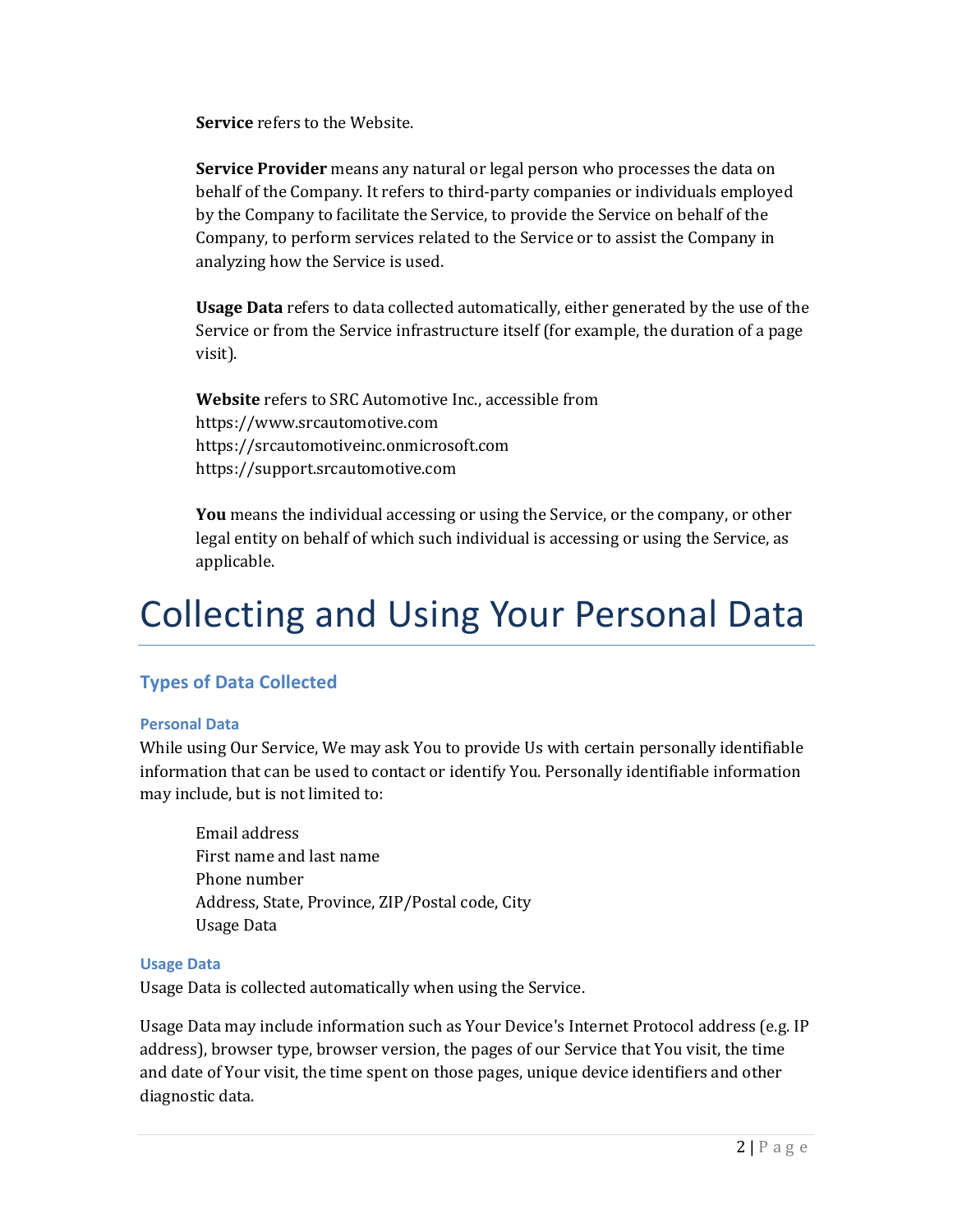**Service** refers to the Website.

**Service Provider** means any natural or legal person who processes the data on behalf of the Company. It refers to third-party companies or individuals employed by the Company to facilitate the Service, to provide the Service on behalf of the Company, to perform services related to the Service or to assist the Company in analyzing how the Service is used.

**Usage Data** refers to data collected automatically, either generated by the use of the Service or from the Service infrastructure itself (for example, the duration of a page visit).

**Website** refers to SRC Automotive Inc., accessible from
https://www.srcautomotive.com
https://srcautomotiveinc.onmicrosoft.com
https://support.srcautomotive.com

**You** means the individual accessing or using the Service, or the company, or other legal entity on behalf of which such individual is accessing or using the Service, as applicable.

# Collecting and Using Your Personal Data

## Types of Data Collected

### Personal Data

While using Our Service, We may ask You to provide Us with certain personally identifiable information that can be used to contact or identify You. Personally identifiable information may include, but is not limited to:

Email address
First name and last name
Phone number
Address, State, Province, ZIP/Postal code, City
Usage Data

### Usage Data

Usage Data is collected automatically when using the Service.

Usage Data may include information such as Your Device's Internet Protocol address (e.g. IP address), browser type, browser version, the pages of our Service that You visit, the time and date of Your visit, the time spent on those pages, unique device identifiers and other diagnostic data.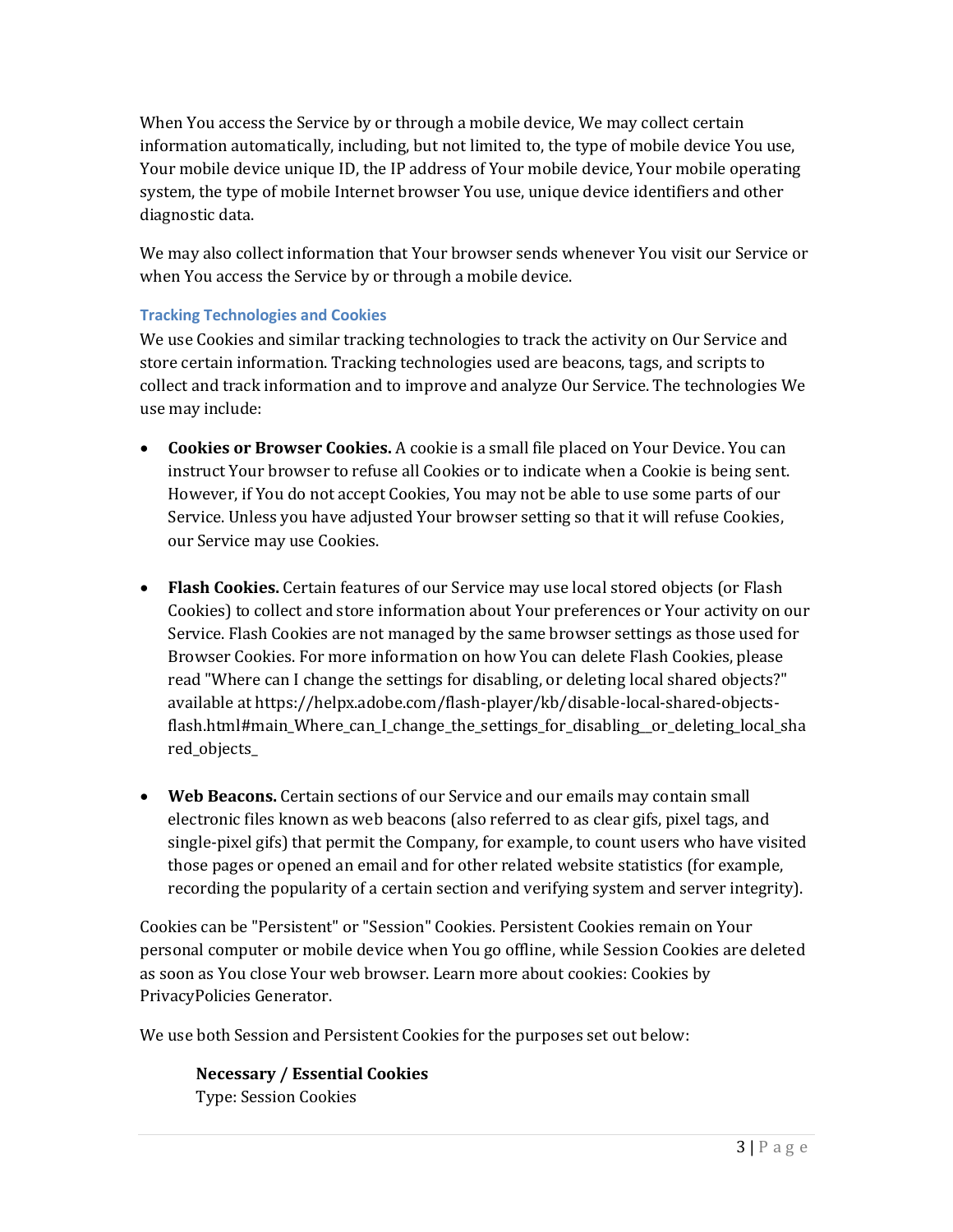When You access the Service by or through a mobile device, We may collect certain information automatically, including, but not limited to, the type of mobile device You use, Your mobile device unique ID, the IP address of Your mobile device, Your mobile operating system, the type of mobile Internet browser You use, unique device identifiers and other diagnostic data.

We may also collect information that Your browser sends whenever You visit our Service or when You access the Service by or through a mobile device.

### Tracking Technologies and Cookies

We use Cookies and similar tracking technologies to track the activity on Our Service and store certain information. Tracking technologies used are beacons, tags, and scripts to collect and track information and to improve and analyze Our Service. The technologies We use may include:

- **Cookies or Browser Cookies.** A cookie is a small file placed on Your Device. You can instruct Your browser to refuse all Cookies or to indicate when a Cookie is being sent. However, if You do not accept Cookies, You may not be able to use some parts of our Service. Unless you have adjusted Your browser setting so that it will refuse Cookies, our Service may use Cookies.

- **Flash Cookies.** Certain features of our Service may use local stored objects (or Flash Cookies) to collect and store information about Your preferences or Your activity on our Service. Flash Cookies are not managed by the same browser settings as those used for Browser Cookies. For more information on how You can delete Flash Cookies, please read "Where can I change the settings for disabling, or deleting local shared objects?" available at https://helpx.adobe.com/flash-player/kb/disable-local-shared-objects-flash.html#main_Where_can_I_change_the_settings_for_disabling__or_deleting_local_shared_objects_

- **Web Beacons.** Certain sections of our Service and our emails may contain small electronic files known as web beacons (also referred to as clear gifs, pixel tags, and single-pixel gifs) that permit the Company, for example, to count users who have visited those pages or opened an email and for other related website statistics (for example, recording the popularity of a certain section and verifying system and server integrity).

Cookies can be "Persistent" or "Session" Cookies. Persistent Cookies remain on Your personal computer or mobile device when You go offline, while Session Cookies are deleted as soon as You close Your web browser. Learn more about cookies: Cookies by PrivacyPolicies Generator.

We use both Session and Persistent Cookies for the purposes set out below:

**Necessary / Essential Cookies**
Type: Session Cookies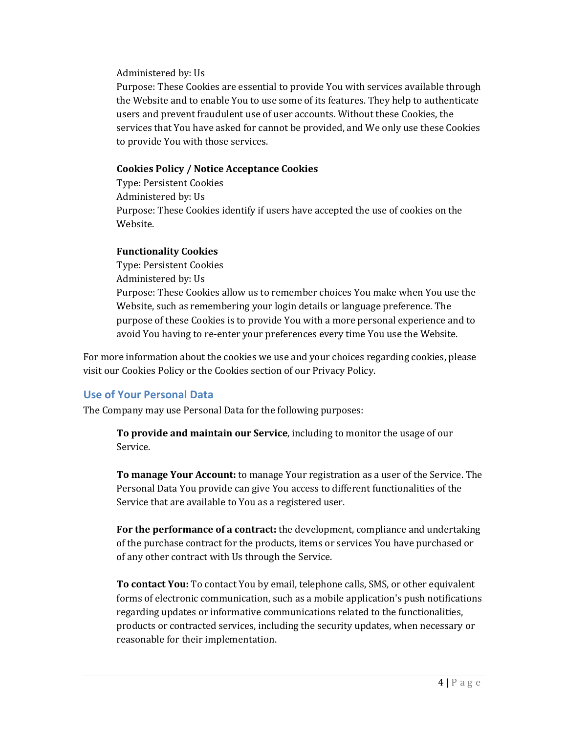Administered by: Us
Purpose: These Cookies are essential to provide You with services available through the Website and to enable You to use some of its features. They help to authenticate users and prevent fraudulent use of user accounts. Without these Cookies, the services that You have asked for cannot be provided, and We only use these Cookies to provide You with those services.

**Cookies Policy / Notice Acceptance Cookies**
Type: Persistent Cookies
Administered by: Us
Purpose: These Cookies identify if users have accepted the use of cookies on the Website.

**Functionality Cookies**
Type: Persistent Cookies
Administered by: Us
Purpose: These Cookies allow us to remember choices You make when You use the Website, such as remembering your login details or language preference. The purpose of these Cookies is to provide You with a more personal experience and to avoid You having to re-enter your preferences every time You use the Website.

For more information about the cookies we use and your choices regarding cookies, please visit our Cookies Policy or the Cookies section of our Privacy Policy.

## Use of Your Personal Data

The Company may use Personal Data for the following purposes:

**To provide and maintain our Service**, including to monitor the usage of our Service.

**To manage Your Account:** to manage Your registration as a user of the Service. The Personal Data You provide can give You access to different functionalities of the Service that are available to You as a registered user.

**For the performance of a contract:** the development, compliance and undertaking of the purchase contract for the products, items or services You have purchased or of any other contract with Us through the Service.

**To contact You:** To contact You by email, telephone calls, SMS, or other equivalent forms of electronic communication, such as a mobile application's push notifications regarding updates or informative communications related to the functionalities, products or contracted services, including the security updates, when necessary or reasonable for their implementation.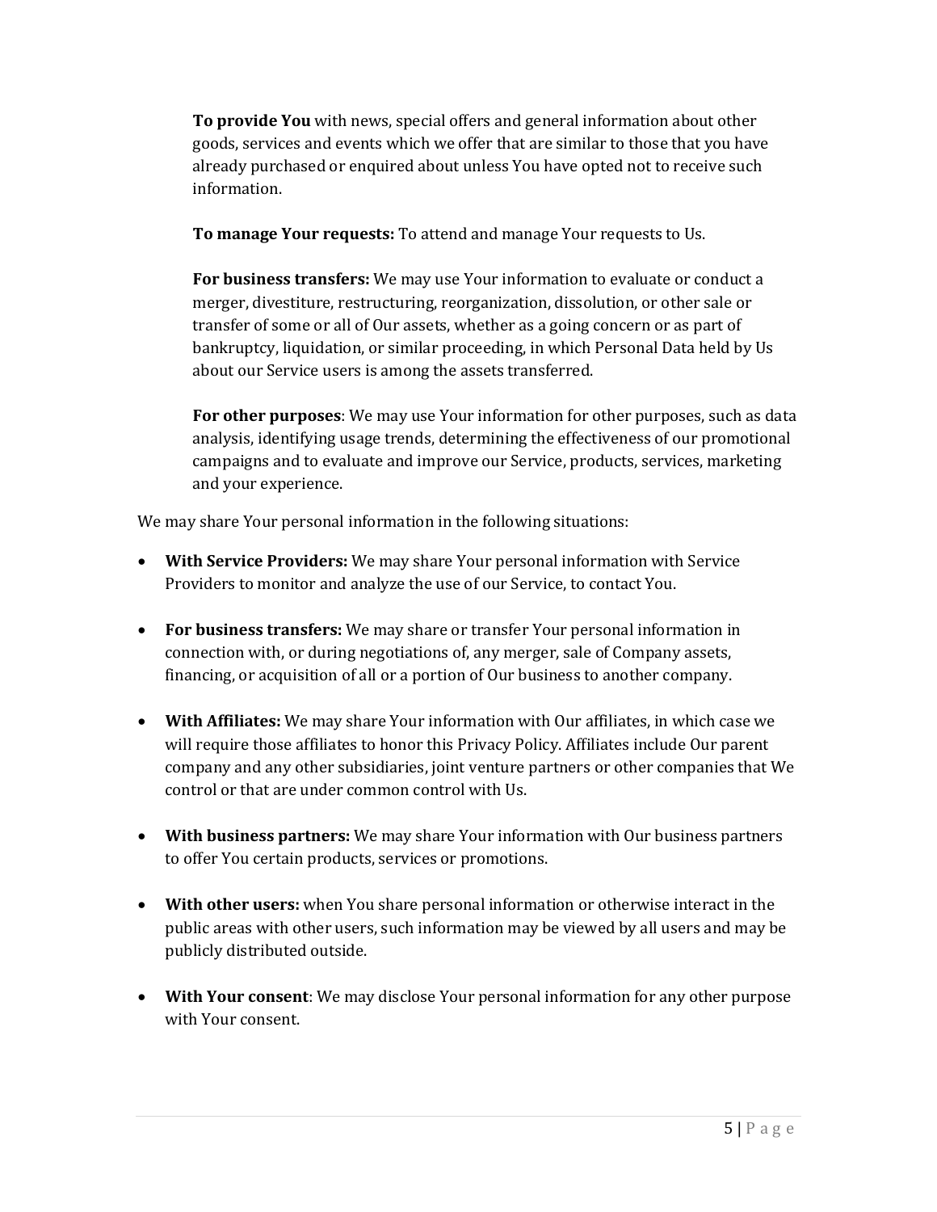**To provide You** with news, special offers and general information about other goods, services and events which we offer that are similar to those that you have already purchased or enquired about unless You have opted not to receive such information.

**To manage Your requests:** To attend and manage Your requests to Us.

**For business transfers:** We may use Your information to evaluate or conduct a merger, divestiture, restructuring, reorganization, dissolution, or other sale or transfer of some or all of Our assets, whether as a going concern or as part of bankruptcy, liquidation, or similar proceeding, in which Personal Data held by Us about our Service users is among the assets transferred.

**For other purposes**: We may use Your information for other purposes, such as data analysis, identifying usage trends, determining the effectiveness of our promotional campaigns and to evaluate and improve our Service, products, services, marketing and your experience.

We may share Your personal information in the following situations:

- **With Service Providers:** We may share Your personal information with Service Providers to monitor and analyze the use of our Service, to contact You.

- **For business transfers:** We may share or transfer Your personal information in connection with, or during negotiations of, any merger, sale of Company assets, financing, or acquisition of all or a portion of Our business to another company.

- **With Affiliates:** We may share Your information with Our affiliates, in which case we will require those affiliates to honor this Privacy Policy. Affiliates include Our parent company and any other subsidiaries, joint venture partners or other companies that We control or that are under common control with Us.

- **With business partners:** We may share Your information with Our business partners to offer You certain products, services or promotions.

- **With other users:** when You share personal information or otherwise interact in the public areas with other users, such information may be viewed by all users and may be publicly distributed outside.

- **With Your consent**: We may disclose Your personal information for any other purpose with Your consent.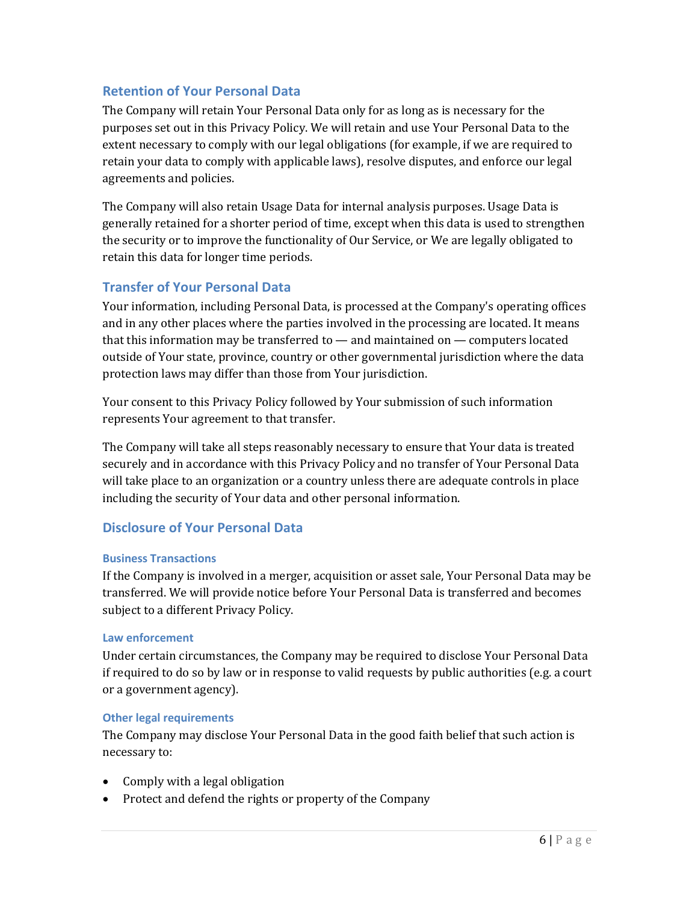## Retention of Your Personal Data

The Company will retain Your Personal Data only for as long as is necessary for the purposes set out in this Privacy Policy. We will retain and use Your Personal Data to the extent necessary to comply with our legal obligations (for example, if we are required to retain your data to comply with applicable laws), resolve disputes, and enforce our legal agreements and policies.

The Company will also retain Usage Data for internal analysis purposes. Usage Data is generally retained for a shorter period of time, except when this data is used to strengthen the security or to improve the functionality of Our Service, or We are legally obligated to retain this data for longer time periods.

## Transfer of Your Personal Data

Your information, including Personal Data, is processed at the Company's operating offices and in any other places where the parties involved in the processing are located. It means that this information may be transferred to — and maintained on — computers located outside of Your state, province, country or other governmental jurisdiction where the data protection laws may differ than those from Your jurisdiction.

Your consent to this Privacy Policy followed by Your submission of such information represents Your agreement to that transfer.

The Company will take all steps reasonably necessary to ensure that Your data is treated securely and in accordance with this Privacy Policy and no transfer of Your Personal Data will take place to an organization or a country unless there are adequate controls in place including the security of Your data and other personal information.

## Disclosure of Your Personal Data

### Business Transactions

If the Company is involved in a merger, acquisition or asset sale, Your Personal Data may be transferred. We will provide notice before Your Personal Data is transferred and becomes subject to a different Privacy Policy.

### Law enforcement

Under certain circumstances, the Company may be required to disclose Your Personal Data if required to do so by law or in response to valid requests by public authorities (e.g. a court or a government agency).

### Other legal requirements

The Company may disclose Your Personal Data in the good faith belief that such action is necessary to:

- Comply with a legal obligation
- Protect and defend the rights or property of the Company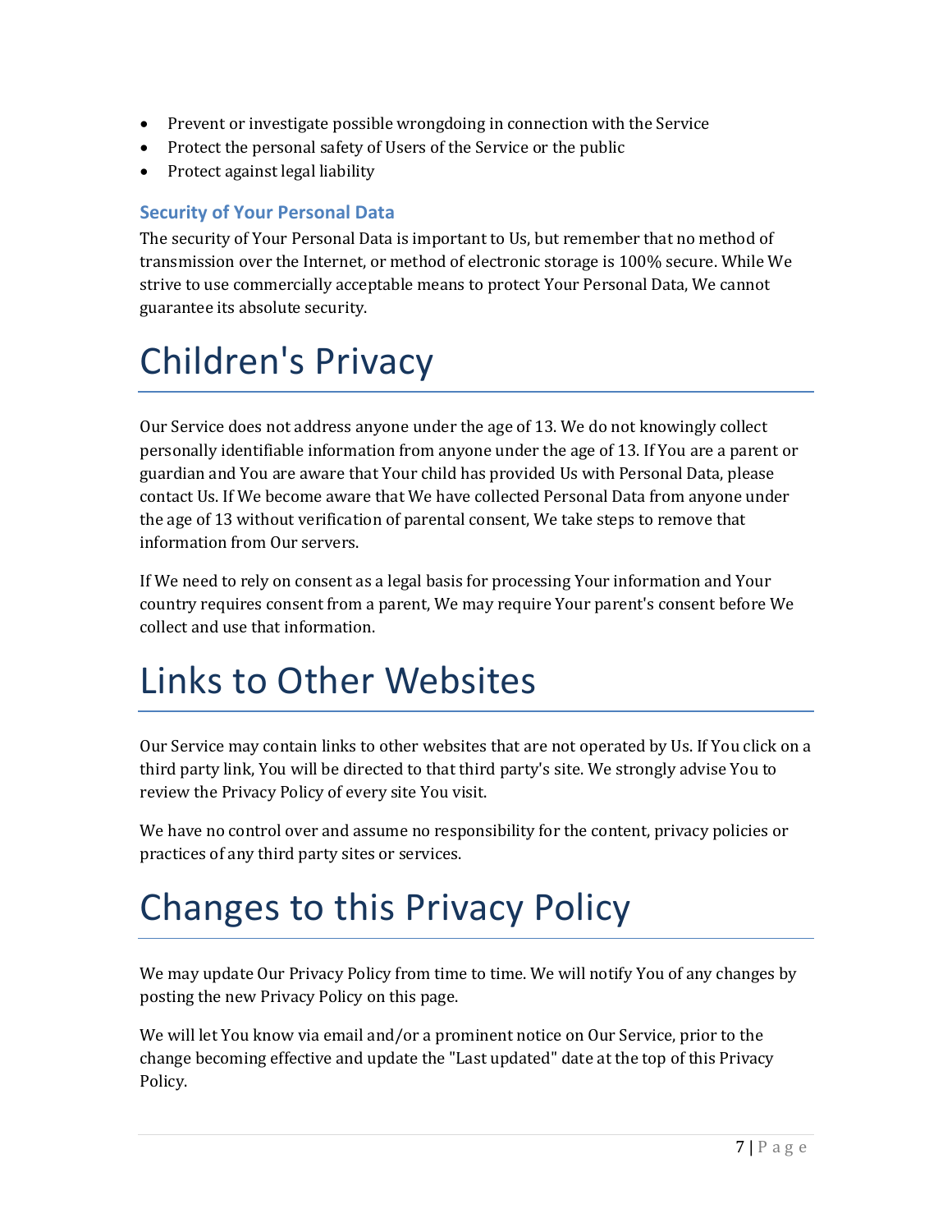- Prevent or investigate possible wrongdoing in connection with the Service
- Protect the personal safety of Users of the Service or the public
- Protect against legal liability

### Security of Your Personal Data

The security of Your Personal Data is important to Us, but remember that no method of transmission over the Internet, or method of electronic storage is 100% secure. While We strive to use commercially acceptable means to protect Your Personal Data, We cannot guarantee its absolute security.

# Children's Privacy

Our Service does not address anyone under the age of 13. We do not knowingly collect personally identifiable information from anyone under the age of 13. If You are a parent or guardian and You are aware that Your child has provided Us with Personal Data, please contact Us. If We become aware that We have collected Personal Data from anyone under the age of 13 without verification of parental consent, We take steps to remove that information from Our servers.

If We need to rely on consent as a legal basis for processing Your information and Your country requires consent from a parent, We may require Your parent's consent before We collect and use that information.

# Links to Other Websites

Our Service may contain links to other websites that are not operated by Us. If You click on a third party link, You will be directed to that third party's site. We strongly advise You to review the Privacy Policy of every site You visit.

We have no control over and assume no responsibility for the content, privacy policies or practices of any third party sites or services.

# Changes to this Privacy Policy

We may update Our Privacy Policy from time to time. We will notify You of any changes by posting the new Privacy Policy on this page.

We will let You know via email and/or a prominent notice on Our Service, prior to the change becoming effective and update the "Last updated" date at the top of this Privacy Policy.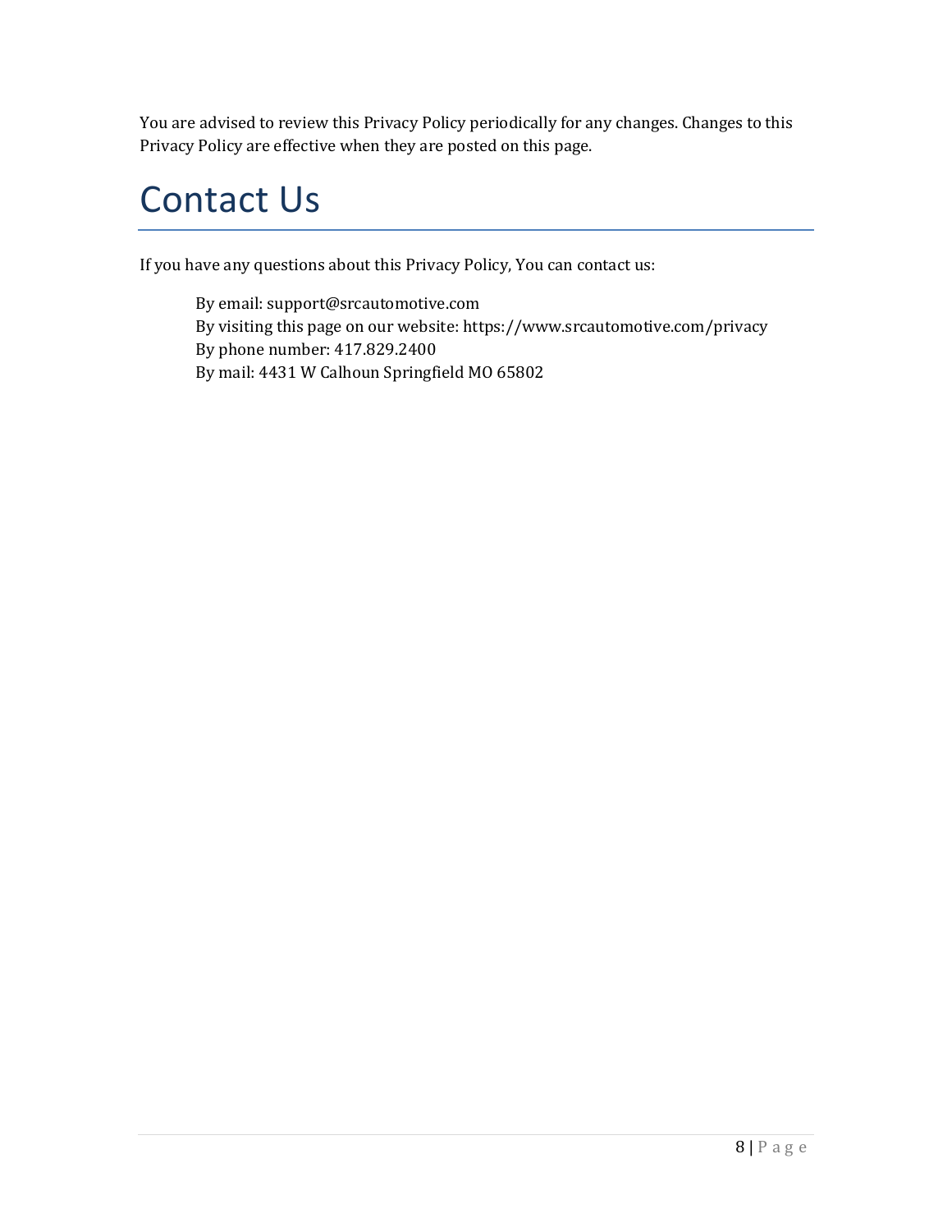You are advised to review this Privacy Policy periodically for any changes. Changes to this Privacy Policy are effective when they are posted on this page.

# Contact Us

If you have any questions about this Privacy Policy, You can contact us:

By email: support@srcautomotive.com
By visiting this page on our website: https://www.srcautomotive.com/privacy
By phone number: 417.829.2400
By mail: 4431 W Calhoun Springfield MO 65802